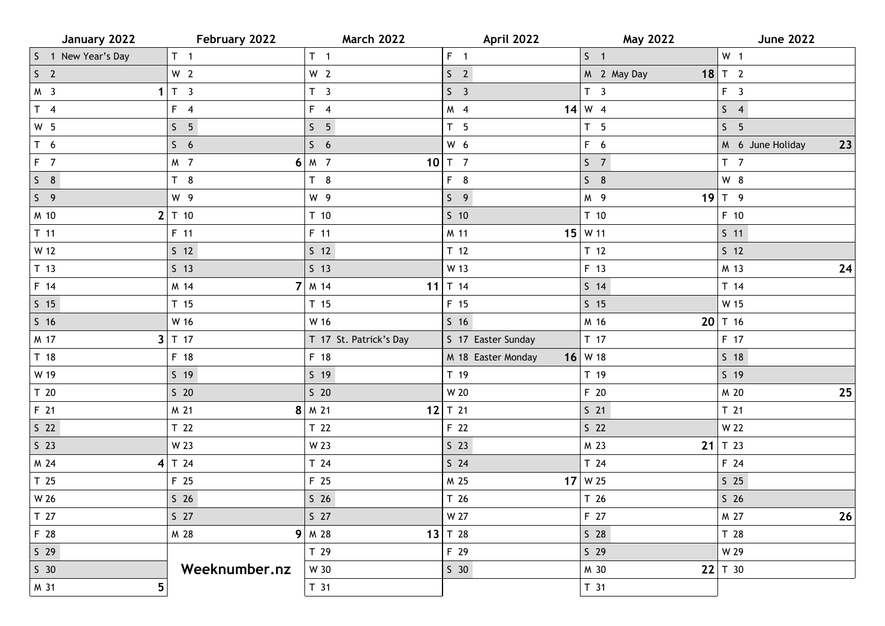| January 2022 | | February 2022 | | March 2022 | | April 2022 | | May 2022 | | June 2022 | |
|---|---|---|---|---|---|---|---|---|---|---|---|
| S 1 New Year's Day | | T 1 | | T 1 | | F 1 | | S 1 | | W 1 | |
| S 2 | | W 2 | | W 2 | | S 2 | | M 2 May Day | 18 | T 2 | |
| M 3 | 1 | T 3 | | T 3 | | S 3 | | T 3 | | F 3 | |
| T 4 | | F 4 | | F 4 | | M 4 | 14 | W 4 | | S 4 | |
| W 5 | | S 5 | | S 5 | | T 5 | | T 5 | | S 5 | |
| T 6 | | S 6 | | S 6 | | W 6 | | F 6 | | M 6 June Holiday | 23 |
| F 7 | | M 7 | 6 | M 7 | 10 | T 7 | | S 7 | | T 7 | |
| S 8 | | T 8 | | T 8 | | F 8 | | S 8 | | W 8 | |
| S 9 | | W 9 | | W 9 | | S 9 | | M 9 | 19 | T 9 | |
| M 10 | 2 | T 10 | | T 10 | | S 10 | | T 10 | | F 10 | |
| T 11 | | F 11 | | F 11 | | M 11 | 15 | W 11 | | S 11 | |
| W 12 | | S 12 | | S 12 | | T 12 | | T 12 | | S 12 | |
| T 13 | | S 13 | | S 13 | | W 13 | | F 13 | | M 13 | 24 |
| F 14 | | M 14 | 7 | M 14 | 11 | T 14 | | S 14 | | T 14 | |
| S 15 | | T 15 | | T 15 | | F 15 | | S 15 | | W 15 | |
| S 16 | | W 16 | | W 16 | | S 16 | | M 16 | 20 | T 16 | |
| M 17 | 3 | T 17 | | T 17 St. Patrick's Day | | S 17 Easter Sunday | | T 17 | | F 17 | |
| T 18 | | F 18 | | F 18 | | M 18 Easter Monday | 16 | W 18 | | S 18 | |
| W 19 | | S 19 | | S 19 | | T 19 | | T 19 | | S 19 | |
| T 20 | | S 20 | | S 20 | | W 20 | | F 20 | | M 20 | 25 |
| F 21 | | M 21 | 8 | M 21 | 12 | T 21 | | S 21 | | T 21 | |
| S 22 | | T 22 | | T 22 | | F 22 | | S 22 | | W 22 | |
| S 23 | | W 23 | | W 23 | | S 23 | | M 23 | 21 | T 23 | |
| M 24 | 4 | T 24 | | T 24 | | S 24 | | T 24 | | F 24 | |
| T 25 | | F 25 | | F 25 | | M 25 | 17 | W 25 | | S 25 | |
| W 26 | | S 26 | | S 26 | | T 26 | | T 26 | | S 26 | |
| T 27 | | S 27 | | S 27 | | W 27 | | F 27 | | M 27 | 26 |
| F 28 | | M 28 | 9 | M 28 | 13 | T 28 | | S 28 | | T 28 | |
| S 29 | | | | T 29 | | F 29 | | S 29 | | W 29 | |
| S 30 | | | | W 30 | | S 30 | | M 30 | 22 | T 30 | |
| M 31 | 5 | | | T 31 | | | | T 31 | | | |

**Weeknumber.nz**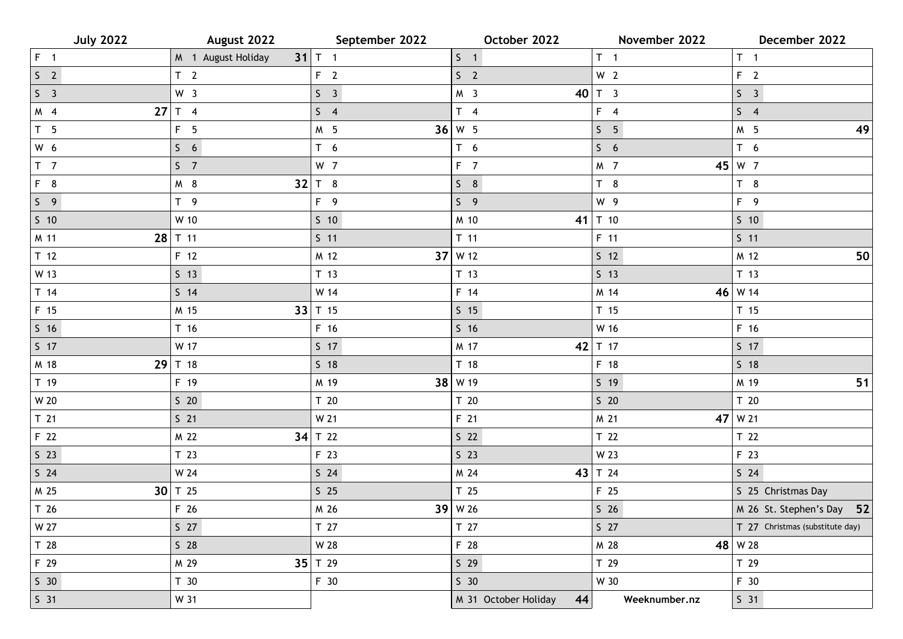| July 2022 | August 2022 | September 2022 | October 2022 | November 2022 | December 2022 |
|---|---|---|---|---|---|
| F 1 | M 1 August Holiday 31 | T 1 | S 1 | T 1 | T 1 |
| S 2 | T 2 | F 2 | S 2 | W 2 | F 2 |
| S 3 | W 3 | S 3 | M 3 40 | T 3 | S 3 |
| M 4 27 | T 4 | S 4 | T 4 | F 4 | S 4 |
| T 5 | F 5 | M 5 36 | W 5 | S 5 | M 5 49 |
| W 6 | S 6 | T 6 | T 6 | S 6 | T 6 |
| T 7 | S 7 | W 7 | F 7 | M 7 45 | W 7 |
| F 8 | M 8 32 | T 8 | S 8 | T 8 | T 8 |
| S 9 | T 9 | F 9 | S 9 | W 9 | F 9 |
| S 10 | W 10 | S 10 | M 10 41 | T 10 | S 10 |
| M 11 28 | T 11 | S 11 | T 11 | F 11 | S 11 |
| T 12 | F 12 | M 12 37 | W 12 | S 12 | M 12 50 |
| W 13 | S 13 | T 13 | T 13 | S 13 | T 13 |
| T 14 | S 14 | W 14 | F 14 | M 14 46 | W 14 |
| F 15 | M 15 33 | T 15 | S 15 | T 15 | T 15 |
| S 16 | T 16 | F 16 | S 16 | W 16 | F 16 |
| S 17 | W 17 | S 17 | M 17 42 | T 17 | S 17 |
| M 18 29 | T 18 | S 18 | T 18 | F 18 | S 18 |
| T 19 | F 19 | M 19 38 | W 19 | S 19 | M 19 51 |
| W 20 | S 20 | T 20 | T 20 | S 20 | T 20 |
| T 21 | S 21 | W 21 | F 21 | M 21 47 | W 21 |
| F 22 | M 22 34 | T 22 | S 22 | T 22 | T 22 |
| S 23 | T 23 | F 23 | S 23 | W 23 | F 23 |
| S 24 | W 24 | S 24 | M 24 43 | T 24 | S 24 |
| M 25 30 | T 25 | S 25 | T 25 | F 25 | S 25 Christmas Day |
| T 26 | F 26 | M 26 39 | W 26 | S 26 | M 26 St. Stephen's Day 52 |
| W 27 | S 27 | T 27 | T 27 | S 27 | T 27 Christmas (substitute day) |
| T 28 | S 28 | W 28 | F 28 | M 28 48 | W 28 |
| F 29 | M 29 35 | T 29 | S 29 | T 29 | T 29 |
| S 30 | T 30 | F 30 | S 30 | W 30 | F 30 |
| S 31 | W 31 | | M 31 October Holiday 44 | Weeknumber.nz | S 31 |